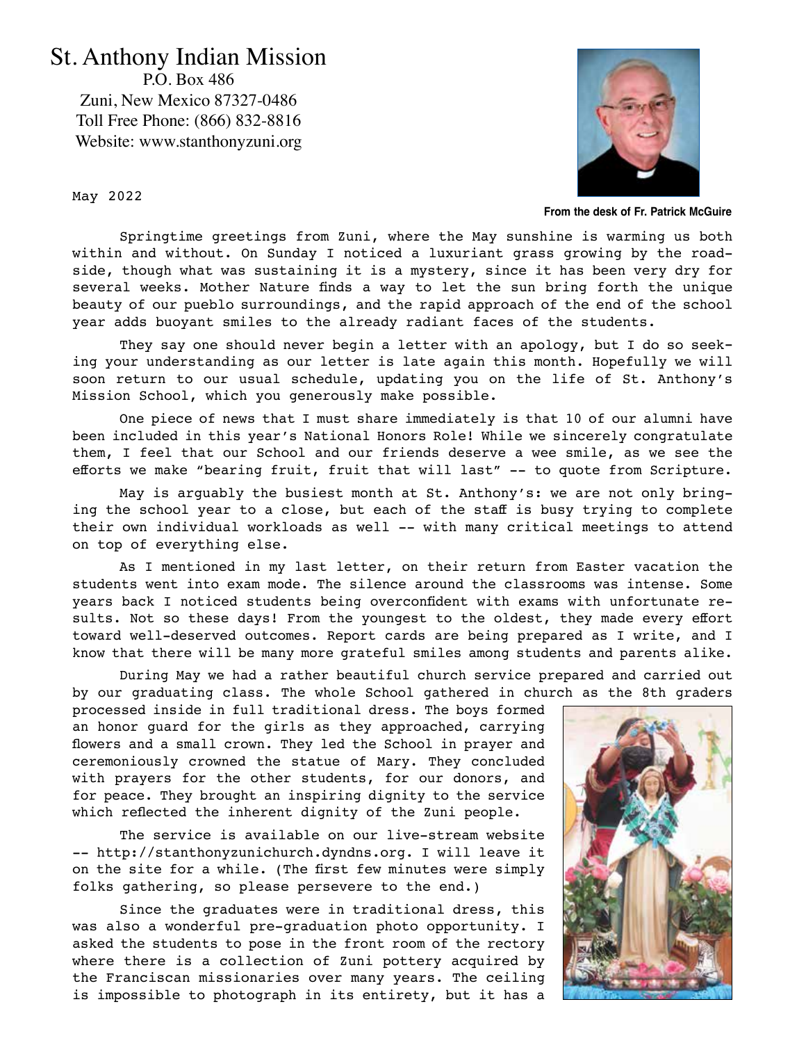# St. Anthony Indian Mission

P.O. Box 486
Zuni, New Mexico 87327-0486
Toll Free Phone: (866) 832-8816
Website: www.stanthonyzuni.org

May 2022

**From the desk of Fr. Patrick McGuire**

Springtime greetings from Zuni, where the May sunshine is warming us both within and without. On Sunday I noticed a luxuriant grass growing by the roadside, though what was sustaining it is a mystery, since it has been very dry for several weeks. Mother Nature finds a way to let the sun bring forth the unique beauty of our pueblo surroundings, and the rapid approach of the end of the school year adds buoyant smiles to the already radiant faces of the students.

They say one should never begin a letter with an apology, but I do so seeking your understanding as our letter is late again this month. Hopefully we will soon return to our usual schedule, updating you on the life of St. Anthony's Mission School, which you generously make possible.

One piece of news that I must share immediately is that 10 of our alumni have been included in this year's National Honors Role! While we sincerely congratulate them, I feel that our School and our friends deserve a wee smile, as we see the efforts we make "bearing fruit, fruit that will last" -- to quote from Scripture.

May is arguably the busiest month at St. Anthony's: we are not only bringing the school year to a close, but each of the staff is busy trying to complete their own individual workloads as well -- with many critical meetings to attend on top of everything else.

As I mentioned in my last letter, on their return from Easter vacation the students went into exam mode. The silence around the classrooms was intense. Some years back I noticed students being overconfident with exams with unfortunate results. Not so these days! From the youngest to the oldest, they made every effort toward well-deserved outcomes. Report cards are being prepared as I write, and I know that there will be many more grateful smiles among students and parents alike.

During May we had a rather beautiful church service prepared and carried out by our graduating class. The whole School gathered in church as the 8th graders processed inside in full traditional dress. The boys formed an honor guard for the girls as they approached, carrying flowers and a small crown. They led the School in prayer and ceremoniously crowned the statue of Mary. They concluded with prayers for the other students, for our donors, and for peace. They brought an inspiring dignity to the service which reflected the inherent dignity of the Zuni people.

The service is available on our live-stream website -- http://stanthonyzunichurch.dyndns.org. I will leave it on the site for a while. (The first few minutes were simply folks gathering, so please persevere to the end.)

Since the graduates were in traditional dress, this was also a wonderful pre-graduation photo opportunity. I asked the students to pose in the front room of the rectory where there is a collection of Zuni pottery acquired by the Franciscan missionaries over many years. The ceiling is impossible to photograph in its entirety, but it has a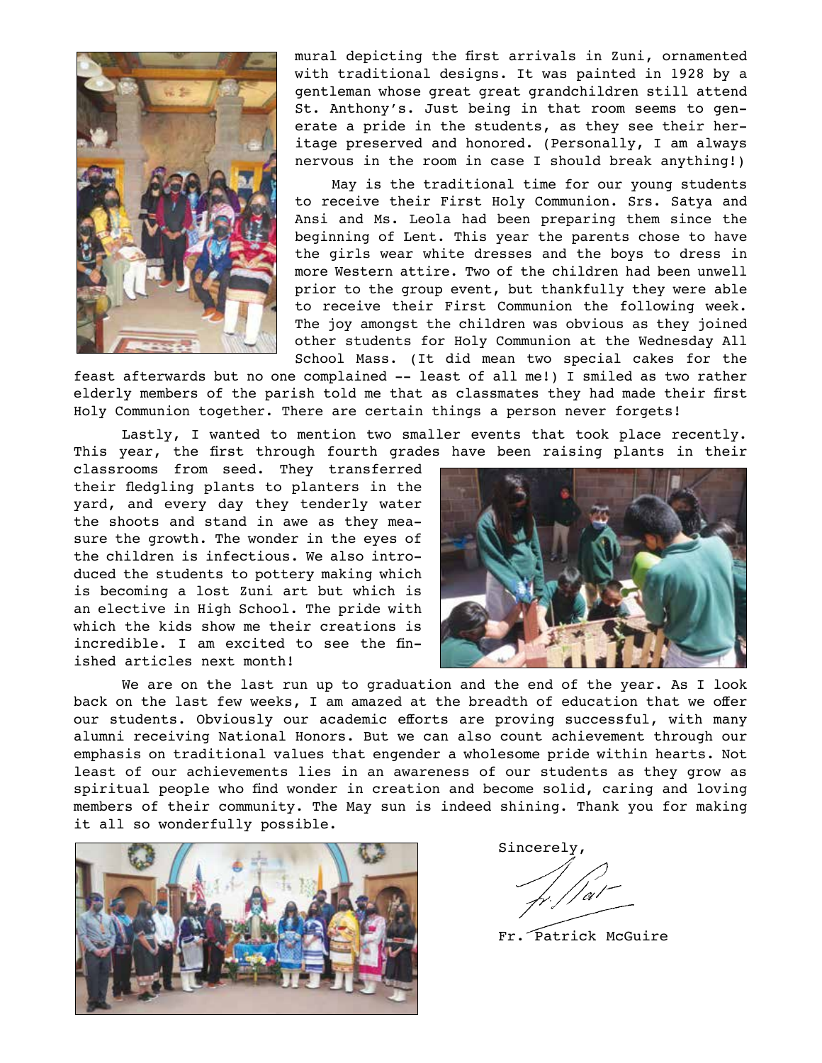mural depicting the first arrivals in Zuni, ornamented with traditional designs. It was painted in 1928 by a gentleman whose great great grandchildren still attend St. Anthony's. Just being in that room seems to generate a pride in the students, as they see their heritage preserved and honored. (Personally, I am always nervous in the room in case I should break anything!)

May is the traditional time for our young students to receive their First Holy Communion. Srs. Satya and Ansi and Ms. Leola had been preparing them since the beginning of Lent. This year the parents chose to have the girls wear white dresses and the boys to dress in more Western attire. Two of the children had been unwell prior to the group event, but thankfully they were able to receive their First Communion the following week. The joy amongst the children was obvious as they joined other students for Holy Communion at the Wednesday All School Mass. (It did mean two special cakes for the feast afterwards but no one complained -- least of all me!) I smiled as two rather elderly members of the parish told me that as classmates they had made their first Holy Communion together. There are certain things a person never forgets!

Lastly, I wanted to mention two smaller events that took place recently. This year, the first through fourth grades have been raising plants in their classrooms from seed. They transferred their fledgling plants to planters in the yard, and every day they tenderly water the shoots and stand in awe as they measure the growth. The wonder in the eyes of the children is infectious. We also introduced the students to pottery making which is becoming a lost Zuni art but which is an elective in High School. The pride with which the kids show me their creations is incredible. I am excited to see the finished articles next month!

We are on the last run up to graduation and the end of the year. As I look back on the last few weeks, I am amazed at the breadth of education that we offer our students. Obviously our academic efforts are proving successful, with many alumni receiving National Honors. But we can also count achievement through our emphasis on traditional values that engender a wholesome pride within hearts. Not least of our achievements lies in an awareness of our students as they grow as spiritual people who find wonder in creation and become solid, caring and loving members of their community. The May sun is indeed shining. Thank you for making it all so wonderfully possible.

Sincerely,

Fr. Pat

Fr. Patrick McGuire